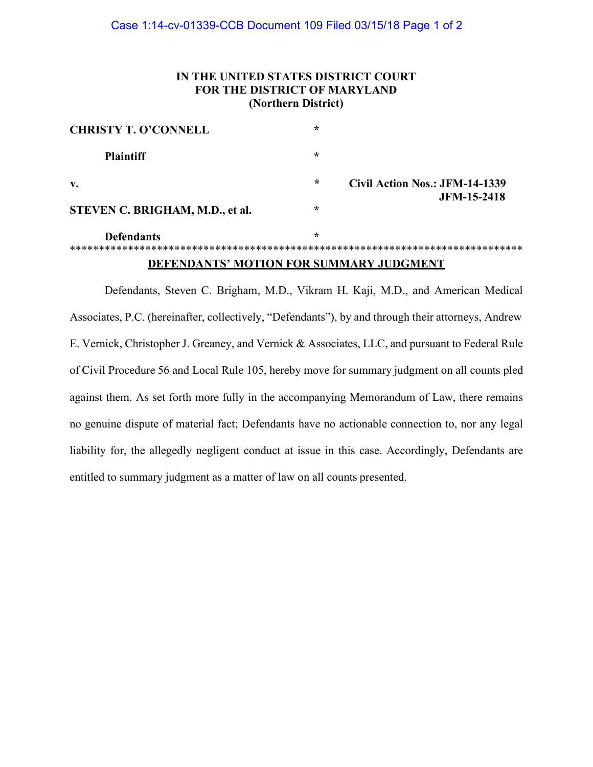**IN THE UNITED STATES DISTRICT COURT**
**FOR THE DISTRICT OF MARYLAND**
**(Northern District)**

| | | |
|---|---|---|
| **CHRISTY T. O'CONNELL** | * | |
| **Plaintiff** | * | |
| **v.** | * | **Civil Action Nos.: JFM-14-1339** |
| | | **JFM-15-2418** |
| **STEVEN C. BRIGHAM, M.D., et al.** | * | |
| **Defendants** | * | |

******************************************************************************

## DEFENDANTS' MOTION FOR SUMMARY JUDGMENT

Defendants, Steven C. Brigham, M.D., Vikram H. Kaji, M.D., and American Medical Associates, P.C. (hereinafter, collectively, "Defendants"), by and through their attorneys, Andrew E. Vernick, Christopher J. Greaney, and Vernick & Associates, LLC, and pursuant to Federal Rule of Civil Procedure 56 and Local Rule 105, hereby move for summary judgment on all counts pled against them. As set forth more fully in the accompanying Memorandum of Law, there remains no genuine dispute of material fact; Defendants have no actionable connection to, nor any legal liability for, the allegedly negligent conduct at issue in this case. Accordingly, Defendants are entitled to summary judgment as a matter of law on all counts presented.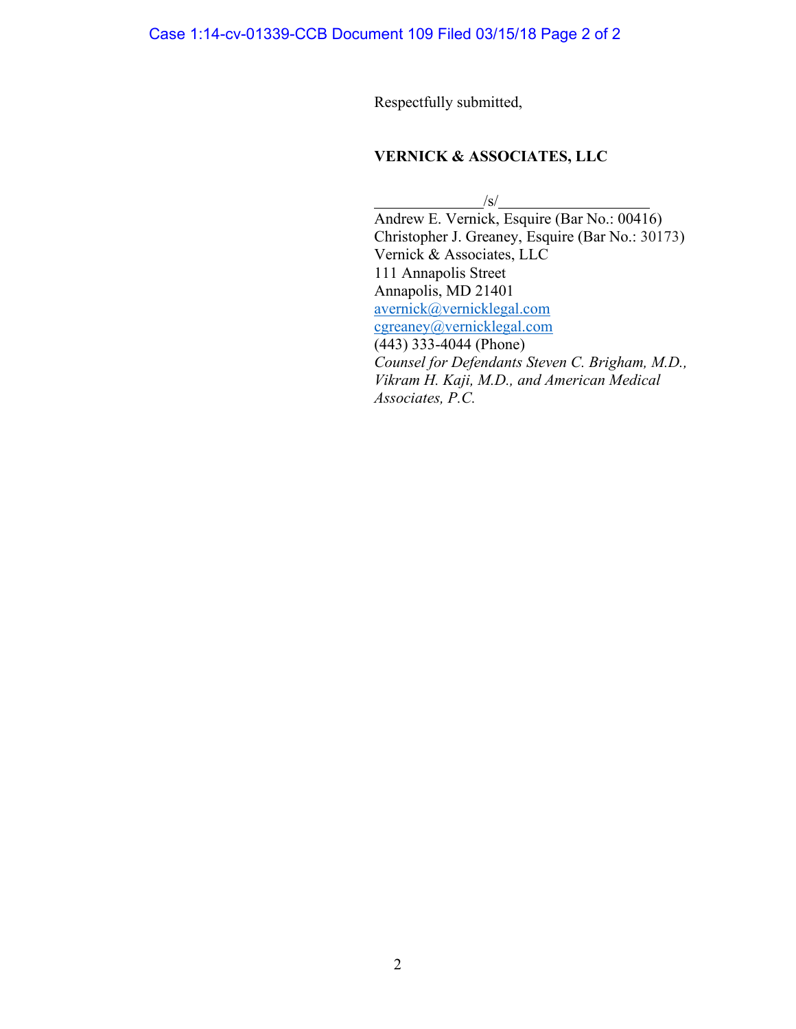Respectfully submitted,

**VERNICK & ASSOCIATES, LLC**

_____________/s/__________________

Andrew E. Vernick, Esquire (Bar No.: 00416)
Christopher J. Greaney, Esquire (Bar No.: 30173)
Vernick & Associates, LLC
111 Annapolis Street
Annapolis, MD 21401
avernick@vernicklegal.com
cgreaney@vernicklegal.com
(443) 333-4044 (Phone)
*Counsel for Defendants Steven C. Brigham, M.D., Vikram H. Kaji, M.D., and American Medical Associates, P.C.*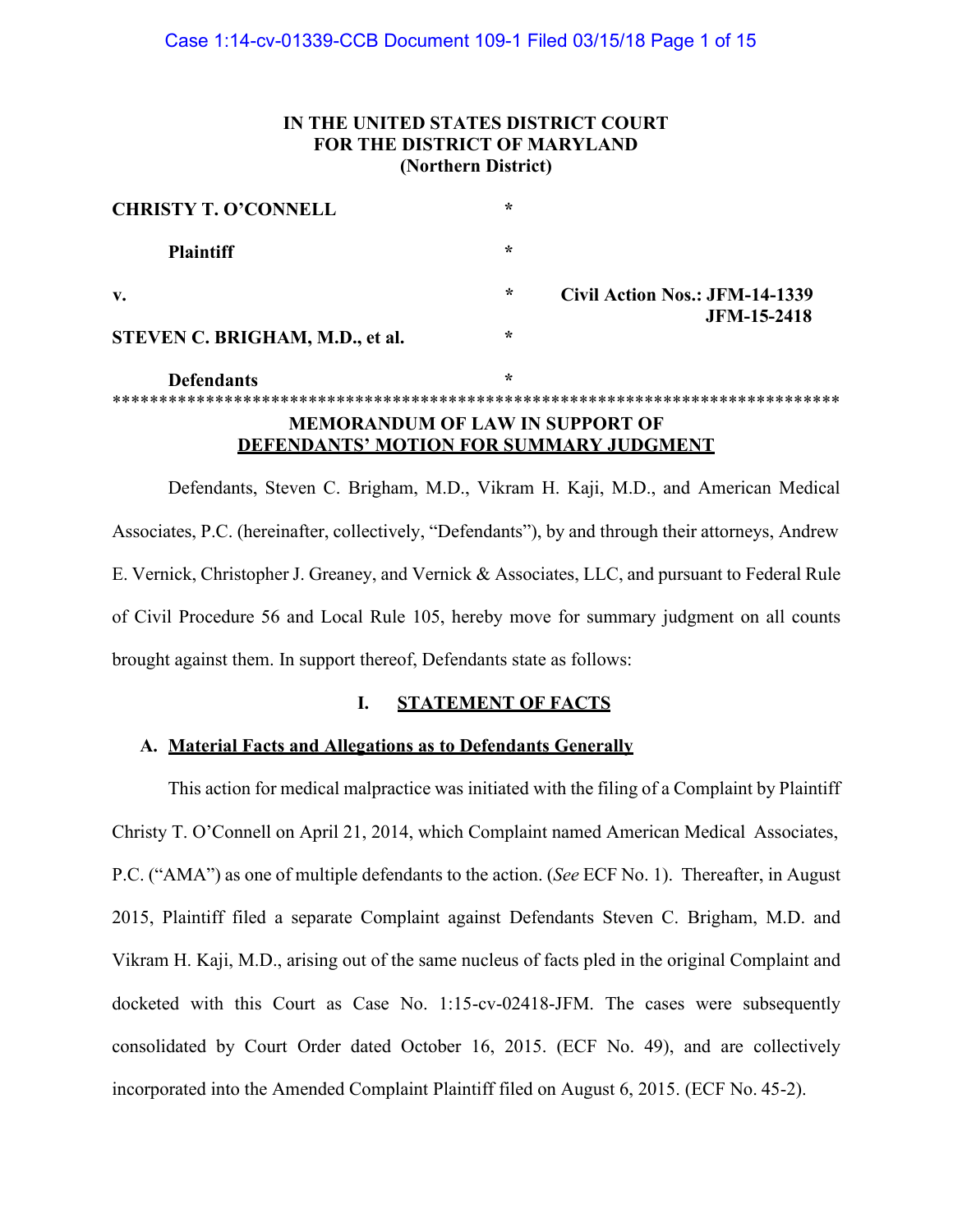**IN THE UNITED STATES DISTRICT COURT**
**FOR THE DISTRICT OF MARYLAND**
**(Northern District)**

| | | |
|---|---|---|
| **CHRISTY T. O'CONNELL** | * | |
| **Plaintiff** | * | |
| **v.** | * | **Civil Action Nos.: JFM-14-1339** **JFM-15-2418** |
| **STEVEN C. BRIGHAM, M.D., et al.** | * | |
| **Defendants** | * | |

*******************************************************************************

**MEMORANDUM OF LAW IN SUPPORT OF**
**<u>DEFENDANTS' MOTION FOR SUMMARY JUDGMENT</u>**

Defendants, Steven C. Brigham, M.D., Vikram H. Kaji, M.D., and American Medical Associates, P.C. (hereinafter, collectively, "Defendants"), by and through their attorneys, Andrew E. Vernick, Christopher J. Greaney, and Vernick & Associates, LLC, and pursuant to Federal Rule of Civil Procedure 56 and Local Rule 105, hereby move for summary judgment on all counts brought against them. In support thereof, Defendants state as follows:

## I. <u>STATEMENT OF FACTS</u>

### A. <u>Material Facts and Allegations as to Defendants Generally</u>

This action for medical malpractice was initiated with the filing of a Complaint by Plaintiff Christy T. O'Connell on April 21, 2014, which Complaint named American Medical Associates, P.C. ("AMA") as one of multiple defendants to the action. (*See* ECF No. 1). Thereafter, in August 2015, Plaintiff filed a separate Complaint against Defendants Steven C. Brigham, M.D. and Vikram H. Kaji, M.D., arising out of the same nucleus of facts pled in the original Complaint and docketed with this Court as Case No. 1:15-cv-02418-JFM. The cases were subsequently consolidated by Court Order dated October 16, 2015. (ECF No. 49), and are collectively incorporated into the Amended Complaint Plaintiff filed on August 6, 2015. (ECF No. 45-2).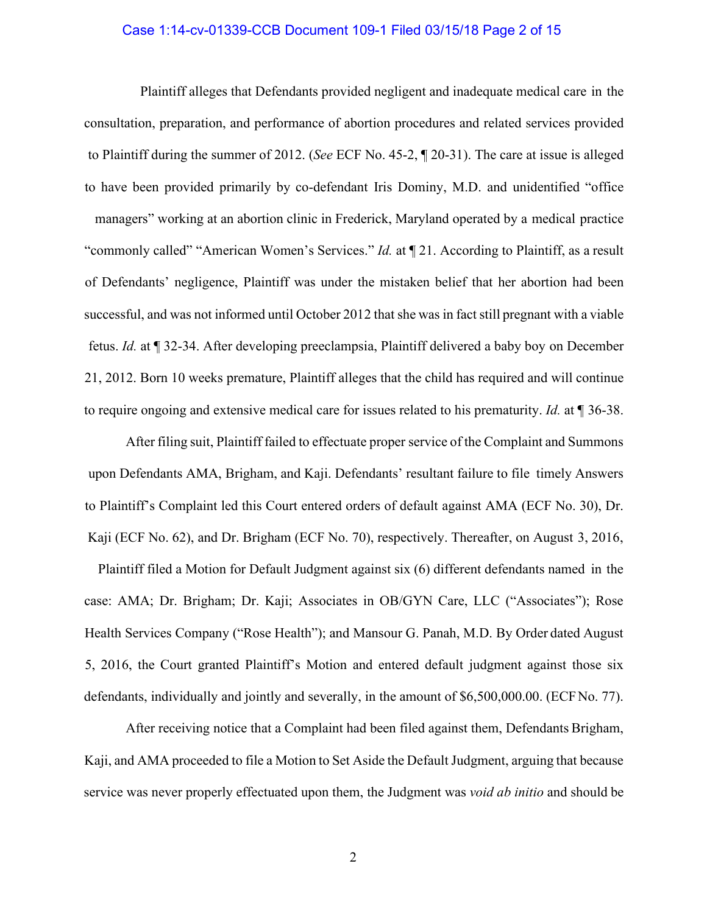Plaintiff alleges that Defendants provided negligent and inadequate medical care in the consultation, preparation, and performance of abortion procedures and related services provided to Plaintiff during the summer of 2012. (*See* ECF No. 45-2, ¶ 20-31). The care at issue is alleged to have been provided primarily by co-defendant Iris Dominy, M.D. and unidentified "office managers" working at an abortion clinic in Frederick, Maryland operated by a medical practice "commonly called" "American Women's Services." *Id.* at ¶ 21. According to Plaintiff, as a result of Defendants' negligence, Plaintiff was under the mistaken belief that her abortion had been successful, and was not informed until October 2012 that she was in fact still pregnant with a viable fetus. *Id.* at ¶ 32-34. After developing preeclampsia, Plaintiff delivered a baby boy on December 21, 2012. Born 10 weeks premature, Plaintiff alleges that the child has required and will continue to require ongoing and extensive medical care for issues related to his prematurity. *Id.* at ¶ 36-38.

After filing suit, Plaintiff failed to effectuate proper service of the Complaint and Summons upon Defendants AMA, Brigham, and Kaji. Defendants' resultant failure to file timely Answers to Plaintiff's Complaint led this Court entered orders of default against AMA (ECF No. 30), Dr. Kaji (ECF No. 62), and Dr. Brigham (ECF No. 70), respectively. Thereafter, on August 3, 2016, Plaintiff filed a Motion for Default Judgment against six (6) different defendants named in the case: AMA; Dr. Brigham; Dr. Kaji; Associates in OB/GYN Care, LLC ("Associates"); Rose Health Services Company ("Rose Health"); and Mansour G. Panah, M.D. By Order dated August 5, 2016, the Court granted Plaintiff's Motion and entered default judgment against those six defendants, individually and jointly and severally, in the amount of $6,500,000.00. (ECF No. 77).

After receiving notice that a Complaint had been filed against them, Defendants Brigham, Kaji, and AMA proceeded to file a Motion to Set Aside the Default Judgment, arguing that because service was never properly effectuated upon them, the Judgment was *void ab initio* and should be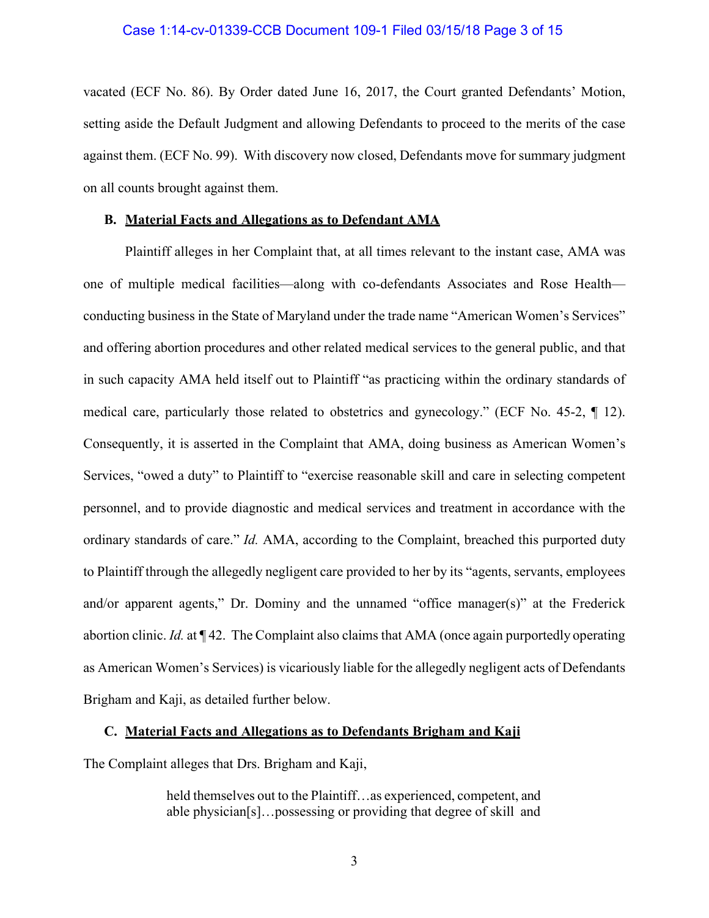vacated (ECF No. 86). By Order dated June 16, 2017, the Court granted Defendants' Motion, setting aside the Default Judgment and allowing Defendants to proceed to the merits of the case against them. (ECF No. 99). With discovery now closed, Defendants move for summary judgment on all counts brought against them.

### B. Material Facts and Allegations as to Defendant AMA

Plaintiff alleges in her Complaint that, at all times relevant to the instant case, AMA was one of multiple medical facilities—along with co-defendants Associates and Rose Health—conducting business in the State of Maryland under the trade name "American Women's Services" and offering abortion procedures and other related medical services to the general public, and that in such capacity AMA held itself out to Plaintiff "as practicing within the ordinary standards of medical care, particularly those related to obstetrics and gynecology." (ECF No. 45-2, ¶ 12). Consequently, it is asserted in the Complaint that AMA, doing business as American Women's Services, "owed a duty" to Plaintiff to "exercise reasonable skill and care in selecting competent personnel, and to provide diagnostic and medical services and treatment in accordance with the ordinary standards of care." *Id.* AMA, according to the Complaint, breached this purported duty to Plaintiff through the allegedly negligent care provided to her by its "agents, servants, employees and/or apparent agents," Dr. Dominy and the unnamed "office manager(s)" at the Frederick abortion clinic. *Id.* at ¶ 42. The Complaint also claims that AMA (once again purportedly operating as American Women's Services) is vicariously liable for the allegedly negligent acts of Defendants Brigham and Kaji, as detailed further below.

### C. Material Facts and Allegations as to Defendants Brigham and Kaji

The Complaint alleges that Drs. Brigham and Kaji,

> held themselves out to the Plaintiff…as experienced, competent, and able physician[s]…possessing or providing that degree of skill and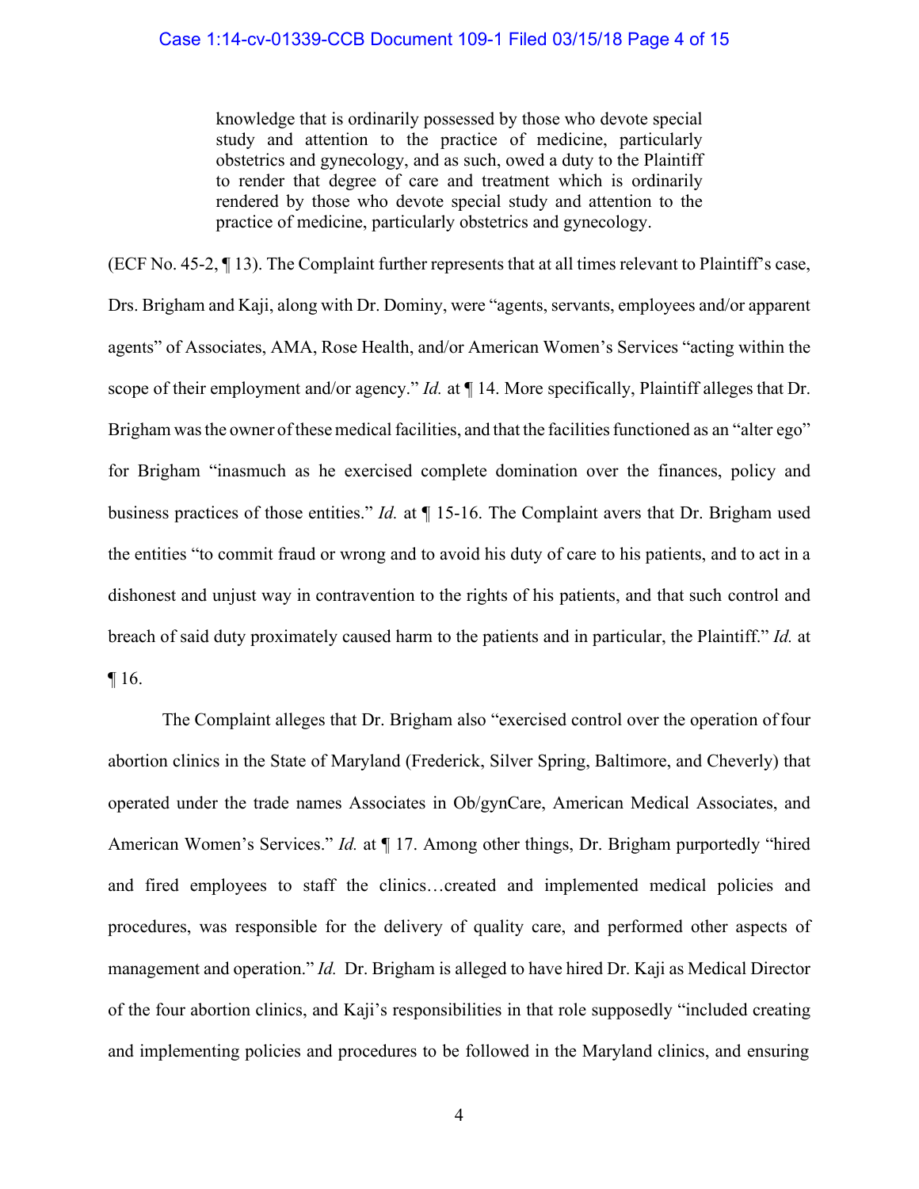> knowledge that is ordinarily possessed by those who devote special study and attention to the practice of medicine, particularly obstetrics and gynecology, and as such, owed a duty to the Plaintiff to render that degree of care and treatment which is ordinarily rendered by those who devote special study and attention to the practice of medicine, particularly obstetrics and gynecology.

(ECF No. 45-2, ¶ 13). The Complaint further represents that at all times relevant to Plaintiff's case, Drs. Brigham and Kaji, along with Dr. Dominy, were "agents, servants, employees and/or apparent agents" of Associates, AMA, Rose Health, and/or American Women's Services "acting within the scope of their employment and/or agency." *Id.* at ¶ 14. More specifically, Plaintiff alleges that Dr. Brigham was the owner of these medical facilities, and that the facilities functioned as an "alter ego" for Brigham "inasmuch as he exercised complete domination over the finances, policy and business practices of those entities." *Id.* at ¶ 15-16. The Complaint avers that Dr. Brigham used the entities "to commit fraud or wrong and to avoid his duty of care to his patients, and to act in a dishonest and unjust way in contravention to the rights of his patients, and that such control and breach of said duty proximately caused harm to the patients and in particular, the Plaintiff." *Id.* at ¶ 16.

The Complaint alleges that Dr. Brigham also "exercised control over the operation of four abortion clinics in the State of Maryland (Frederick, Silver Spring, Baltimore, and Cheverly) that operated under the trade names Associates in Ob/gynCare, American Medical Associates, and American Women's Services." *Id.* at ¶ 17. Among other things, Dr. Brigham purportedly "hired and fired employees to staff the clinics…created and implemented medical policies and procedures, was responsible for the delivery of quality care, and performed other aspects of management and operation." *Id.* Dr. Brigham is alleged to have hired Dr. Kaji as Medical Director of the four abortion clinics, and Kaji's responsibilities in that role supposedly "included creating and implementing policies and procedures to be followed in the Maryland clinics, and ensuring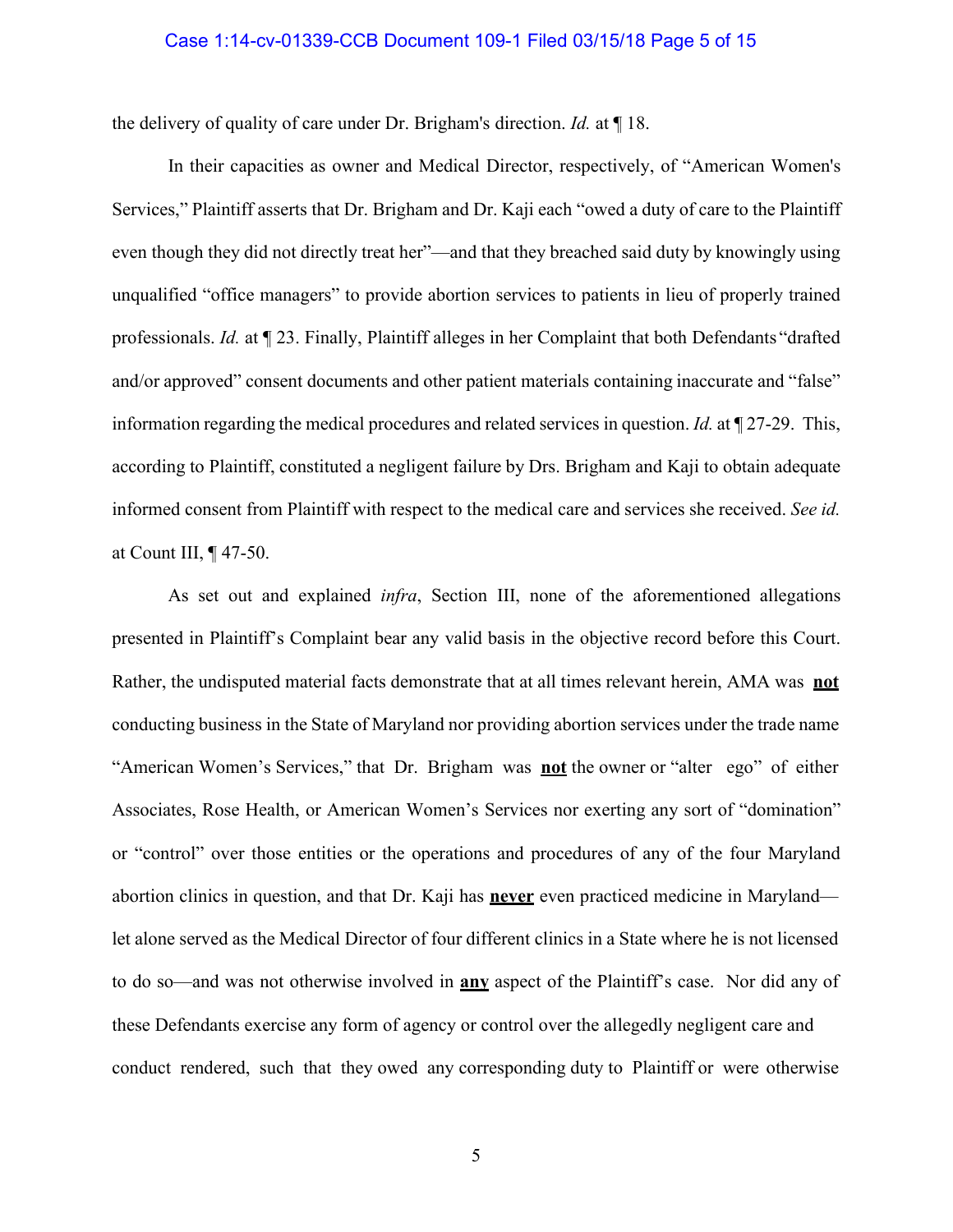the delivery of quality of care under Dr. Brigham's direction. *Id.* at ¶ 18.

In their capacities as owner and Medical Director, respectively, of "American Women's Services," Plaintiff asserts that Dr. Brigham and Dr. Kaji each "owed a duty of care to the Plaintiff even though they did not directly treat her"—and that they breached said duty by knowingly using unqualified "office managers" to provide abortion services to patients in lieu of properly trained professionals. *Id.* at ¶ 23. Finally, Plaintiff alleges in her Complaint that both Defendants "drafted and/or approved" consent documents and other patient materials containing inaccurate and "false" information regarding the medical procedures and related services in question. *Id.* at ¶ 27-29. This, according to Plaintiff, constituted a negligent failure by Drs. Brigham and Kaji to obtain adequate informed consent from Plaintiff with respect to the medical care and services she received. *See id.* at Count III, ¶ 47-50.

As set out and explained *infra*, Section III, none of the aforementioned allegations presented in Plaintiff's Complaint bear any valid basis in the objective record before this Court. Rather, the undisputed material facts demonstrate that at all times relevant herein, AMA was **not** conducting business in the State of Maryland nor providing abortion services under the trade name "American Women's Services," that Dr. Brigham was **not** the owner or "alter ego" of either Associates, Rose Health, or American Women's Services nor exerting any sort of "domination" or "control" over those entities or the operations and procedures of any of the four Maryland abortion clinics in question, and that Dr. Kaji has **never** even practiced medicine in Maryland—let alone served as the Medical Director of four different clinics in a State where he is not licensed to do so—and was not otherwise involved in **any** aspect of the Plaintiff's case. Nor did any of these Defendants exercise any form of agency or control over the allegedly negligent care and conduct rendered, such that they owed any corresponding duty to Plaintiff or were otherwise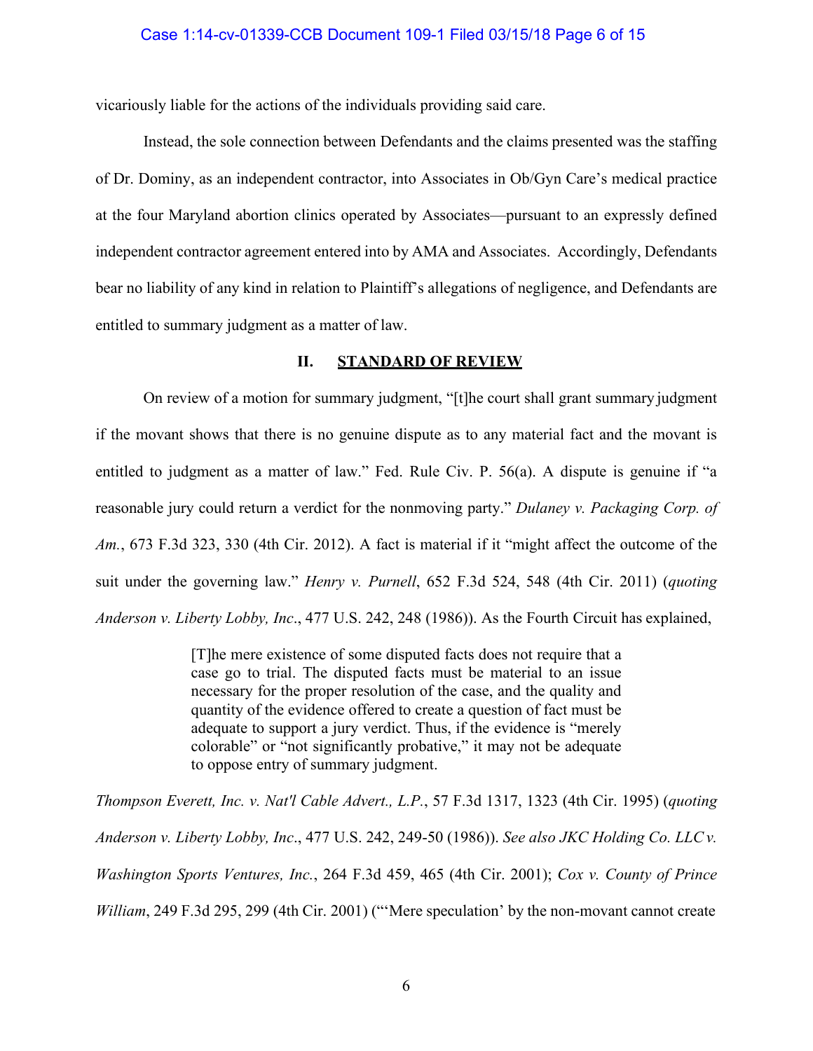vicariously liable for the actions of the individuals providing said care.

Instead, the sole connection between Defendants and the claims presented was the staffing of Dr. Dominy, as an independent contractor, into Associates in Ob/Gyn Care's medical practice at the four Maryland abortion clinics operated by Associates—pursuant to an expressly defined independent contractor agreement entered into by AMA and Associates. Accordingly, Defendants bear no liability of any kind in relation to Plaintiff's allegations of negligence, and Defendants are entitled to summary judgment as a matter of law.

## II. STANDARD OF REVIEW

On review of a motion for summary judgment, "[t]he court shall grant summary judgment if the movant shows that there is no genuine dispute as to any material fact and the movant is entitled to judgment as a matter of law." Fed. Rule Civ. P. 56(a). A dispute is genuine if "a reasonable jury could return a verdict for the nonmoving party." *Dulaney v. Packaging Corp. of Am.*, 673 F.3d 323, 330 (4th Cir. 2012). A fact is material if it "might affect the outcome of the suit under the governing law." *Henry v. Purnell*, 652 F.3d 524, 548 (4th Cir. 2011) (*quoting Anderson v. Liberty Lobby, Inc*., 477 U.S. 242, 248 (1986)). As the Fourth Circuit has explained,

> [T]he mere existence of some disputed facts does not require that a case go to trial. The disputed facts must be material to an issue necessary for the proper resolution of the case, and the quality and quantity of the evidence offered to create a question of fact must be adequate to support a jury verdict. Thus, if the evidence is "merely colorable" or "not significantly probative," it may not be adequate to oppose entry of summary judgment.

*Thompson Everett, Inc. v. Nat'l Cable Advert., L.P.*, 57 F.3d 1317, 1323 (4th Cir. 1995) (*quoting Anderson v. Liberty Lobby, Inc*., 477 U.S. 242, 249-50 (1986)). *See also JKC Holding Co. LLC v. Washington Sports Ventures, Inc.*, 264 F.3d 459, 465 (4th Cir. 2001); *Cox v. County of Prince William*, 249 F.3d 295, 299 (4th Cir. 2001) ("'Mere speculation' by the non-movant cannot create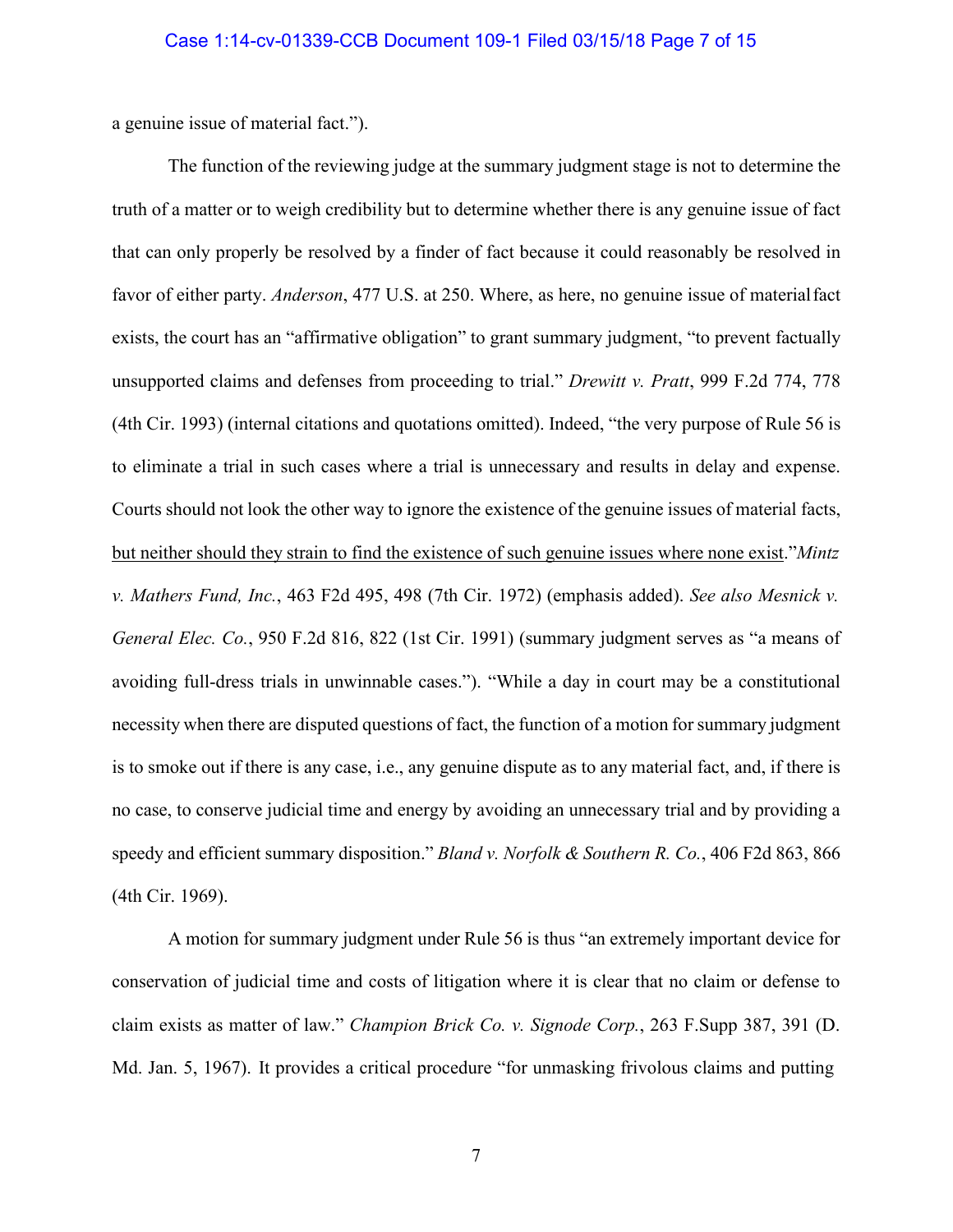a genuine issue of material fact.").

The function of the reviewing judge at the summary judgment stage is not to determine the truth of a matter or to weigh credibility but to determine whether there is any genuine issue of fact that can only properly be resolved by a finder of fact because it could reasonably be resolved in favor of either party. *Anderson*, 477 U.S. at 250. Where, as here, no genuine issue of material fact exists, the court has an "affirmative obligation" to grant summary judgment, "to prevent factually unsupported claims and defenses from proceeding to trial." *Drewitt v. Pratt*, 999 F.2d 774, 778 (4th Cir. 1993) (internal citations and quotations omitted). Indeed, "the very purpose of Rule 56 is to eliminate a trial in such cases where a trial is unnecessary and results in delay and expense. Courts should not look the other way to ignore the existence of the genuine issues of material facts, <u>but neither should they strain to find the existence of such genuine issues where none exist</u>."*Mintz v. Mathers Fund, Inc.*, 463 F2d 495, 498 (7th Cir. 1972) (emphasis added). *See also Mesnick v. General Elec. Co.*, 950 F.2d 816, 822 (1st Cir. 1991) (summary judgment serves as "a means of avoiding full-dress trials in unwinnable cases."). "While a day in court may be a constitutional necessity when there are disputed questions of fact, the function of a motion for summary judgment is to smoke out if there is any case, i.e., any genuine dispute as to any material fact, and, if there is no case, to conserve judicial time and energy by avoiding an unnecessary trial and by providing a speedy and efficient summary disposition." *Bland v. Norfolk & Southern R. Co.*, 406 F2d 863, 866 (4th Cir. 1969).

A motion for summary judgment under Rule 56 is thus "an extremely important device for conservation of judicial time and costs of litigation where it is clear that no claim or defense to claim exists as matter of law." *Champion Brick Co. v. Signode Corp.*, 263 F.Supp 387, 391 (D. Md. Jan. 5, 1967). It provides a critical procedure "for unmasking frivolous claims and putting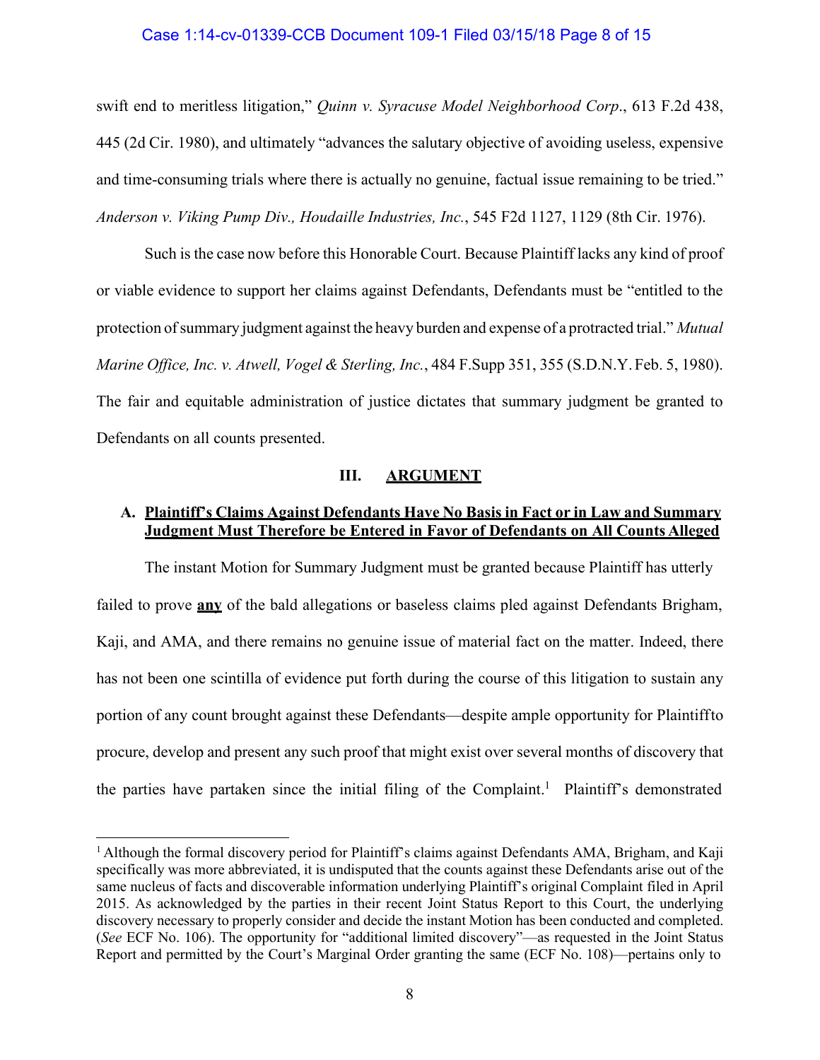swift end to meritless litigation," *Quinn v. Syracuse Model Neighborhood Corp*., 613 F.2d 438, 445 (2d Cir. 1980), and ultimately "advances the salutary objective of avoiding useless, expensive and time-consuming trials where there is actually no genuine, factual issue remaining to be tried." *Anderson v. Viking Pump Div., Houdaille Industries, Inc.*, 545 F2d 1127, 1129 (8th Cir. 1976).

Such is the case now before this Honorable Court. Because Plaintiff lacks any kind of proof or viable evidence to support her claims against Defendants, Defendants must be "entitled to the protection of summary judgment against the heavy burden and expense of a protracted trial." *Mutual Marine Office, Inc. v. Atwell, Vogel & Sterling, Inc.*, 484 F.Supp 351, 355 (S.D.N.Y. Feb. 5, 1980). The fair and equitable administration of justice dictates that summary judgment be granted to Defendants on all counts presented.

## III. ARGUMENT

### A. Plaintiff's Claims Against Defendants Have No Basis in Fact or in Law and Summary Judgment Must Therefore be Entered in Favor of Defendants on All Counts Alleged

The instant Motion for Summary Judgment must be granted because Plaintiff has utterly failed to prove **any** of the bald allegations or baseless claims pled against Defendants Brigham, Kaji, and AMA, and there remains no genuine issue of material fact on the matter. Indeed, there has not been one scintilla of evidence put forth during the course of this litigation to sustain any portion of any count brought against these Defendants—despite ample opportunity for Plaintiffto procure, develop and present any such proof that might exist over several months of discovery that the parties have partaken since the initial filing of the Complaint.[1] Plaintiff's demonstrated

[1] Although the formal discovery period for Plaintiff's claims against Defendants AMA, Brigham, and Kaji specifically was more abbreviated, it is undisputed that the counts against these Defendants arise out of the same nucleus of facts and discoverable information underlying Plaintiff's original Complaint filed in April 2015. As acknowledged by the parties in their recent Joint Status Report to this Court, the underlying discovery necessary to properly consider and decide the instant Motion has been conducted and completed. (*See* ECF No. 106). The opportunity for "additional limited discovery"—as requested in the Joint Status Report and permitted by the Court's Marginal Order granting the same (ECF No. 108)—pertains only to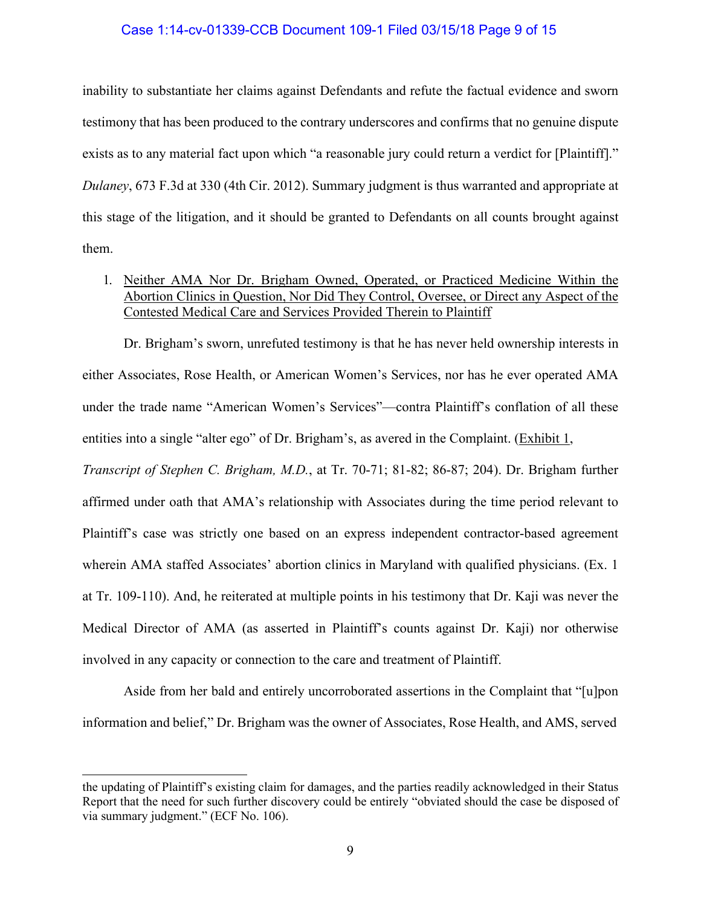inability to substantiate her claims against Defendants and refute the factual evidence and sworn testimony that has been produced to the contrary underscores and confirms that no genuine dispute exists as to any material fact upon which "a reasonable jury could return a verdict for [Plaintiff]." *Dulaney*, 673 F.3d at 330 (4th Cir. 2012). Summary judgment is thus warranted and appropriate at this stage of the litigation, and it should be granted to Defendants on all counts brought against them.

1. <u>Neither AMA Nor Dr. Brigham Owned, Operated, or Practiced Medicine Within the Abortion Clinics in Question, Nor Did They Control, Oversee, or Direct any Aspect of the Contested Medical Care and Services Provided Therein to Plaintiff</u>

Dr. Brigham's sworn, unrefuted testimony is that he has never held ownership interests in either Associates, Rose Health, or American Women's Services, nor has he ever operated AMA under the trade name "American Women's Services"—contra Plaintiff's conflation of all these entities into a single "alter ego" of Dr. Brigham's, as averred in the Complaint. (<u>Exhibit 1</u>, *Transcript of Stephen C. Brigham, M.D.*, at Tr. 70-71; 81-82; 86-87; 204). Dr. Brigham further affirmed under oath that AMA's relationship with Associates during the time period relevant to Plaintiff's case was strictly one based on an express independent contractor-based agreement wherein AMA staffed Associates' abortion clinics in Maryland with qualified physicians. (Ex. 1 at Tr. 109-110). And, he reiterated at multiple points in his testimony that Dr. Kaji was never the Medical Director of AMA (as asserted in Plaintiff's counts against Dr. Kaji) nor otherwise involved in any capacity or connection to the care and treatment of Plaintiff.

Aside from her bald and entirely uncorroborated assertions in the Complaint that "[u]pon information and belief," Dr. Brigham was the owner of Associates, Rose Health, and AMS, served

---

the updating of Plaintiff's existing claim for damages, and the parties readily acknowledged in their Status Report that the need for such further discovery could be entirely "obviated should the case be disposed of via summary judgment." (ECF No. 106).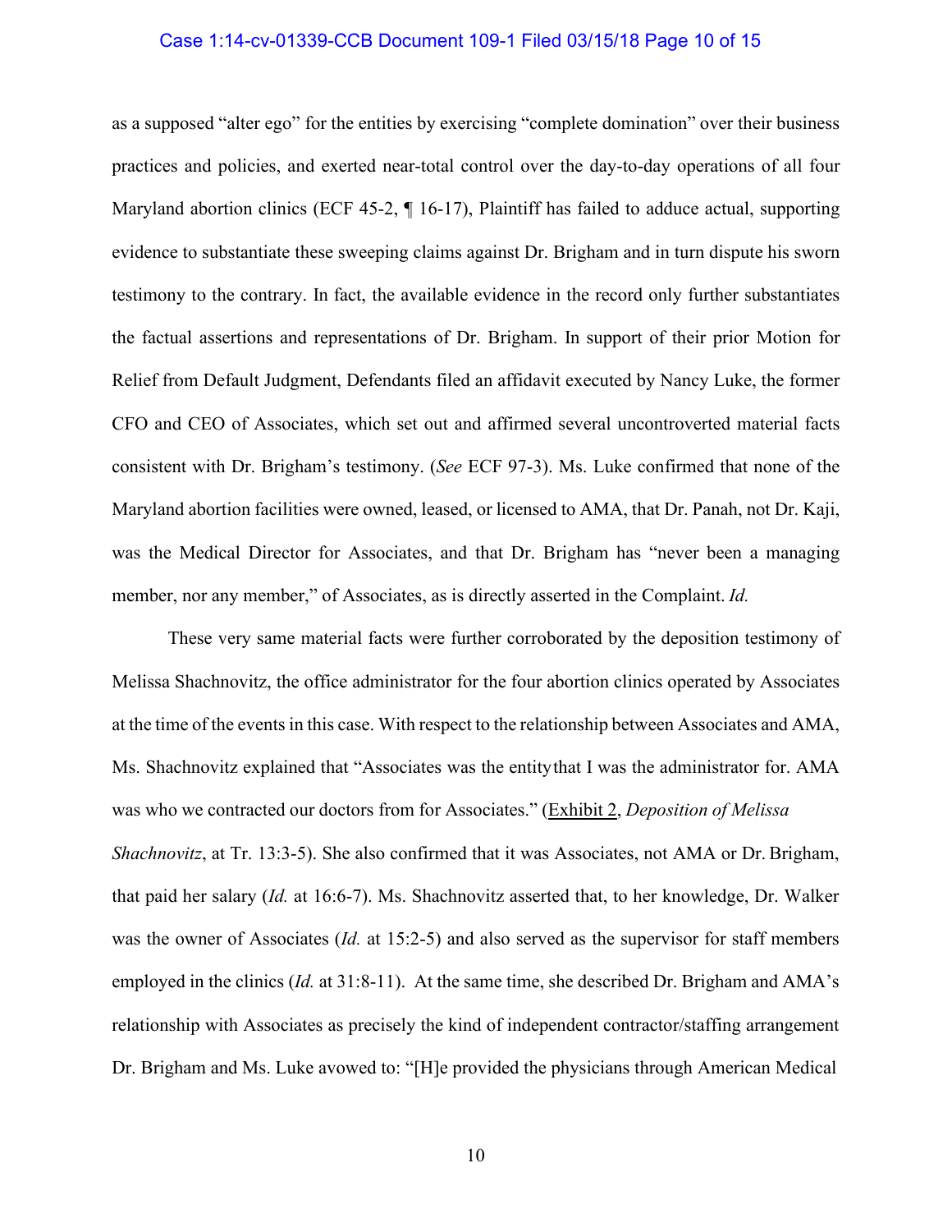as a supposed "alter ego" for the entities by exercising "complete domination" over their business practices and policies, and exerted near-total control over the day-to-day operations of all four Maryland abortion clinics (ECF 45-2, ¶ 16-17), Plaintiff has failed to adduce actual, supporting evidence to substantiate these sweeping claims against Dr. Brigham and in turn dispute his sworn testimony to the contrary. In fact, the available evidence in the record only further substantiates the factual assertions and representations of Dr. Brigham. In support of their prior Motion for Relief from Default Judgment, Defendants filed an affidavit executed by Nancy Luke, the former CFO and CEO of Associates, which set out and affirmed several uncontroverted material facts consistent with Dr. Brigham's testimony. (*See* ECF 97-3). Ms. Luke confirmed that none of the Maryland abortion facilities were owned, leased, or licensed to AMA, that Dr. Panah, not Dr. Kaji, was the Medical Director for Associates, and that Dr. Brigham has "never been a managing member, nor any member," of Associates, as is directly asserted in the Complaint. *Id.*

These very same material facts were further corroborated by the deposition testimony of Melissa Shachnovitz, the office administrator for the four abortion clinics operated by Associates at the time of the events in this case. With respect to the relationship between Associates and AMA, Ms. Shachnovitz explained that "Associates was the entity that I was the administrator for. AMA was who we contracted our doctors from for Associates." (Exhibit 2, *Deposition of Melissa Shachnovitz*, at Tr. 13:3-5). She also confirmed that it was Associates, not AMA or Dr. Brigham, that paid her salary (*Id.* at 16:6-7). Ms. Shachnovitz asserted that, to her knowledge, Dr. Walker was the owner of Associates (*Id.* at 15:2-5) and also served as the supervisor for staff members employed in the clinics (*Id.* at 31:8-11). At the same time, she described Dr. Brigham and AMA's relationship with Associates as precisely the kind of independent contractor/staffing arrangement Dr. Brigham and Ms. Luke avowed to: "[H]e provided the physicians through American Medical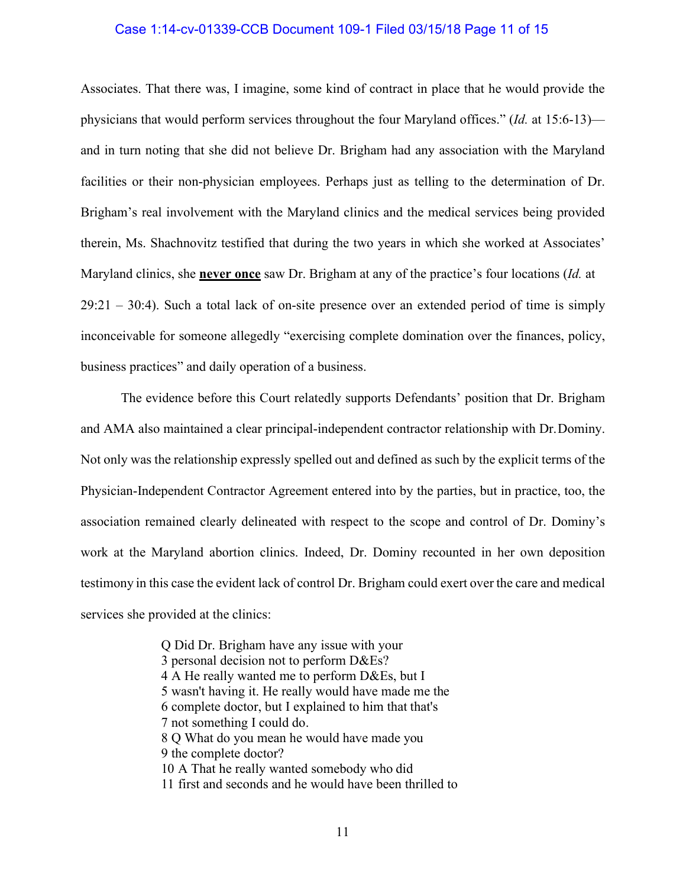Associates. That there was, I imagine, some kind of contract in place that he would provide the physicians that would perform services throughout the four Maryland offices." (*Id.* at 15:6-13)—and in turn noting that she did not believe Dr. Brigham had any association with the Maryland facilities or their non-physician employees. Perhaps just as telling to the determination of Dr. Brigham's real involvement with the Maryland clinics and the medical services being provided therein, Ms. Shachnovitz testified that during the two years in which she worked at Associates' Maryland clinics, she **never once** saw Dr. Brigham at any of the practice's four locations (*Id.* at 29:21 – 30:4). Such a total lack of on-site presence over an extended period of time is simply inconceivable for someone allegedly "exercising complete domination over the finances, policy, business practices" and daily operation of a business.

The evidence before this Court relatedly supports Defendants' position that Dr. Brigham and AMA also maintained a clear principal-independent contractor relationship with Dr. Dominy. Not only was the relationship expressly spelled out and defined as such by the explicit terms of the Physician-Independent Contractor Agreement entered into by the parties, but in practice, too, the association remained clearly delineated with respect to the scope and control of Dr. Dominy's work at the Maryland abortion clinics. Indeed, Dr. Dominy recounted in her own deposition testimony in this case the evident lack of control Dr. Brigham could exert over the care and medical services she provided at the clinics:

> Q Did Dr. Brigham have any issue with your
> 3 personal decision not to perform D&Es?
> 4 A He really wanted me to perform D&Es, but I
> 5 wasn't having it. He really would have made me the
> 6 complete doctor, but I explained to him that that's
> 7 not something I could do.
> 8 Q What do you mean he would have made you
> 9 the complete doctor?
> 10 A That he really wanted somebody who did
> 11 first and seconds and he would have been thrilled to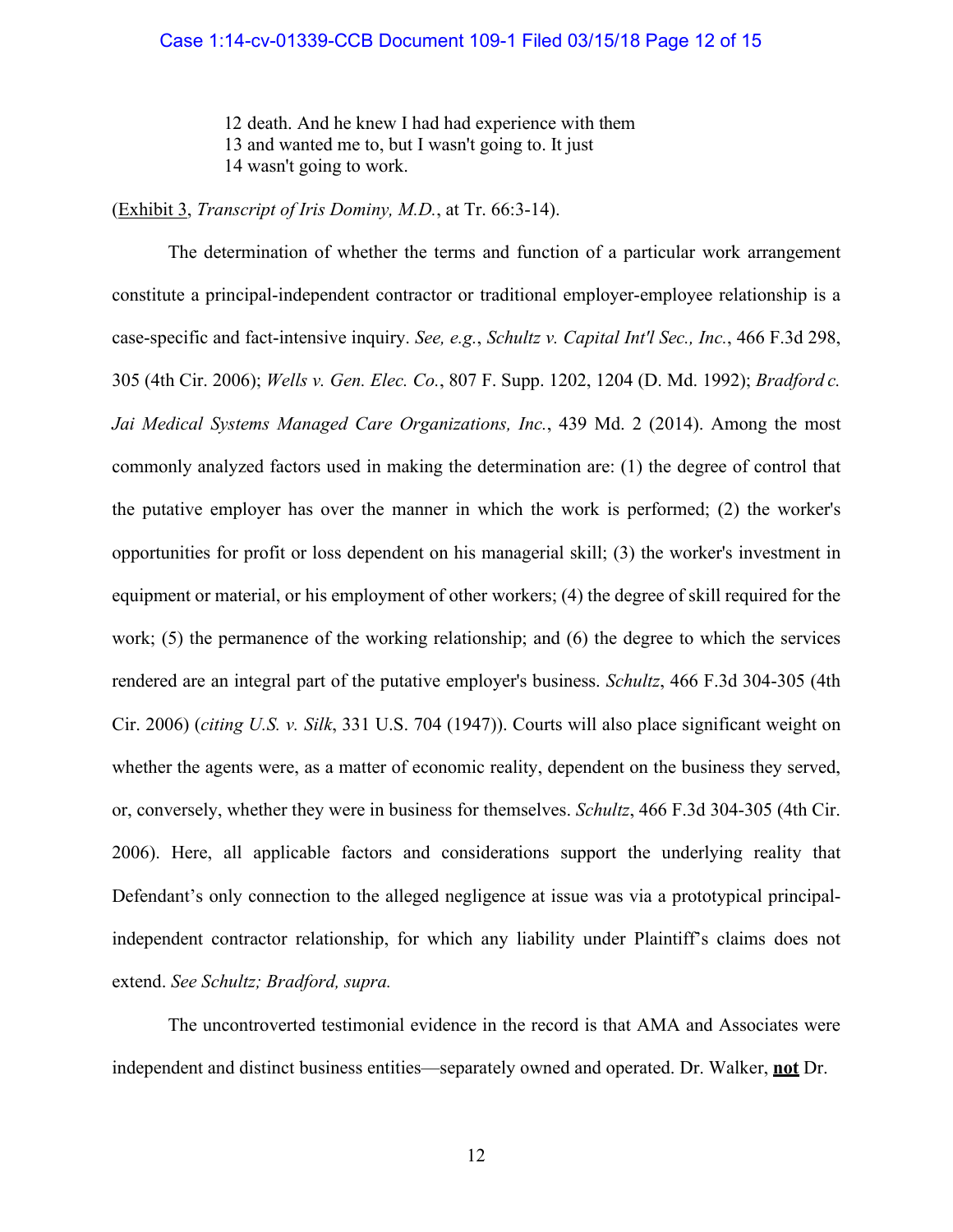12 death. And he knew I had had experience with them
13 and wanted me to, but I wasn't going to. It just
14 wasn't going to work.

(Exhibit 3, *Transcript of Iris Dominy, M.D.*, at Tr. 66:3-14).

The determination of whether the terms and function of a particular work arrangement constitute a principal-independent contractor or traditional employer-employee relationship is a case-specific and fact-intensive inquiry. *See, e.g.*, *Schultz v. Capital Int'l Sec., Inc.*, 466 F.3d 298, 305 (4th Cir. 2006); *Wells v. Gen. Elec. Co.*, 807 F. Supp. 1202, 1204 (D. Md. 1992); *Bradford c. Jai Medical Systems Managed Care Organizations, Inc.*, 439 Md. 2 (2014). Among the most commonly analyzed factors used in making the determination are: (1) the degree of control that the putative employer has over the manner in which the work is performed; (2) the worker's opportunities for profit or loss dependent on his managerial skill; (3) the worker's investment in equipment or material, or his employment of other workers; (4) the degree of skill required for the work; (5) the permanence of the working relationship; and (6) the degree to which the services rendered are an integral part of the putative employer's business. *Schultz*, 466 F.3d 304-305 (4th Cir. 2006) (*citing U.S. v. Silk*, 331 U.S. 704 (1947)). Courts will also place significant weight on whether the agents were, as a matter of economic reality, dependent on the business they served, or, conversely, whether they were in business for themselves. *Schultz*, 466 F.3d 304-305 (4th Cir. 2006). Here, all applicable factors and considerations support the underlying reality that Defendant's only connection to the alleged negligence at issue was via a prototypical principal-independent contractor relationship, for which any liability under Plaintiff's claims does not extend. *See Schultz; Bradford, supra.*

The uncontroverted testimonial evidence in the record is that AMA and Associates were independent and distinct business entities—separately owned and operated. Dr. Walker, **not** Dr.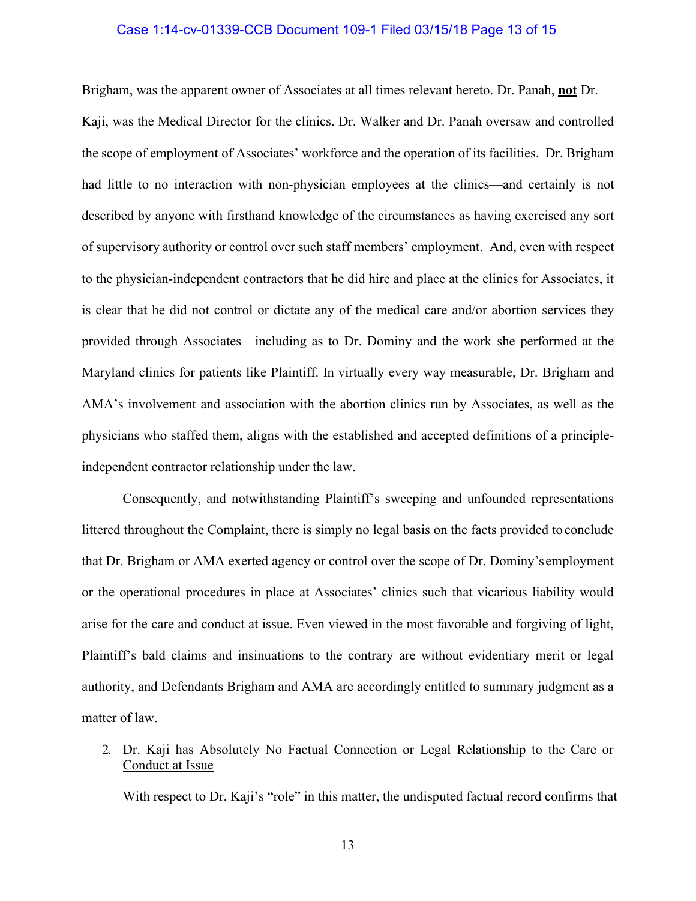Brigham, was the apparent owner of Associates at all times relevant hereto. Dr. Panah, **not** Dr. Kaji, was the Medical Director for the clinics. Dr. Walker and Dr. Panah oversaw and controlled the scope of employment of Associates' workforce and the operation of its facilities. Dr. Brigham had little to no interaction with non-physician employees at the clinics—and certainly is not described by anyone with firsthand knowledge of the circumstances as having exercised any sort of supervisory authority or control over such staff members' employment. And, even with respect to the physician-independent contractors that he did hire and place at the clinics for Associates, it is clear that he did not control or dictate any of the medical care and/or abortion services they provided through Associates—including as to Dr. Dominy and the work she performed at the Maryland clinics for patients like Plaintiff. In virtually every way measurable, Dr. Brigham and AMA's involvement and association with the abortion clinics run by Associates, as well as the physicians who staffed them, aligns with the established and accepted definitions of a principle-independent contractor relationship under the law.

Consequently, and notwithstanding Plaintiff's sweeping and unfounded representations littered throughout the Complaint, there is simply no legal basis on the facts provided to conclude that Dr. Brigham or AMA exerted agency or control over the scope of Dr. Dominy's employment or the operational procedures in place at Associates' clinics such that vicarious liability would arise for the care and conduct at issue. Even viewed in the most favorable and forgiving of light, Plaintiff's bald claims and insinuations to the contrary are without evidentiary merit or legal authority, and Defendants Brigham and AMA are accordingly entitled to summary judgment as a matter of law.

2. Dr. Kaji has Absolutely No Factual Connection or Legal Relationship to the Care or Conduct at Issue

With respect to Dr. Kaji's "role" in this matter, the undisputed factual record confirms that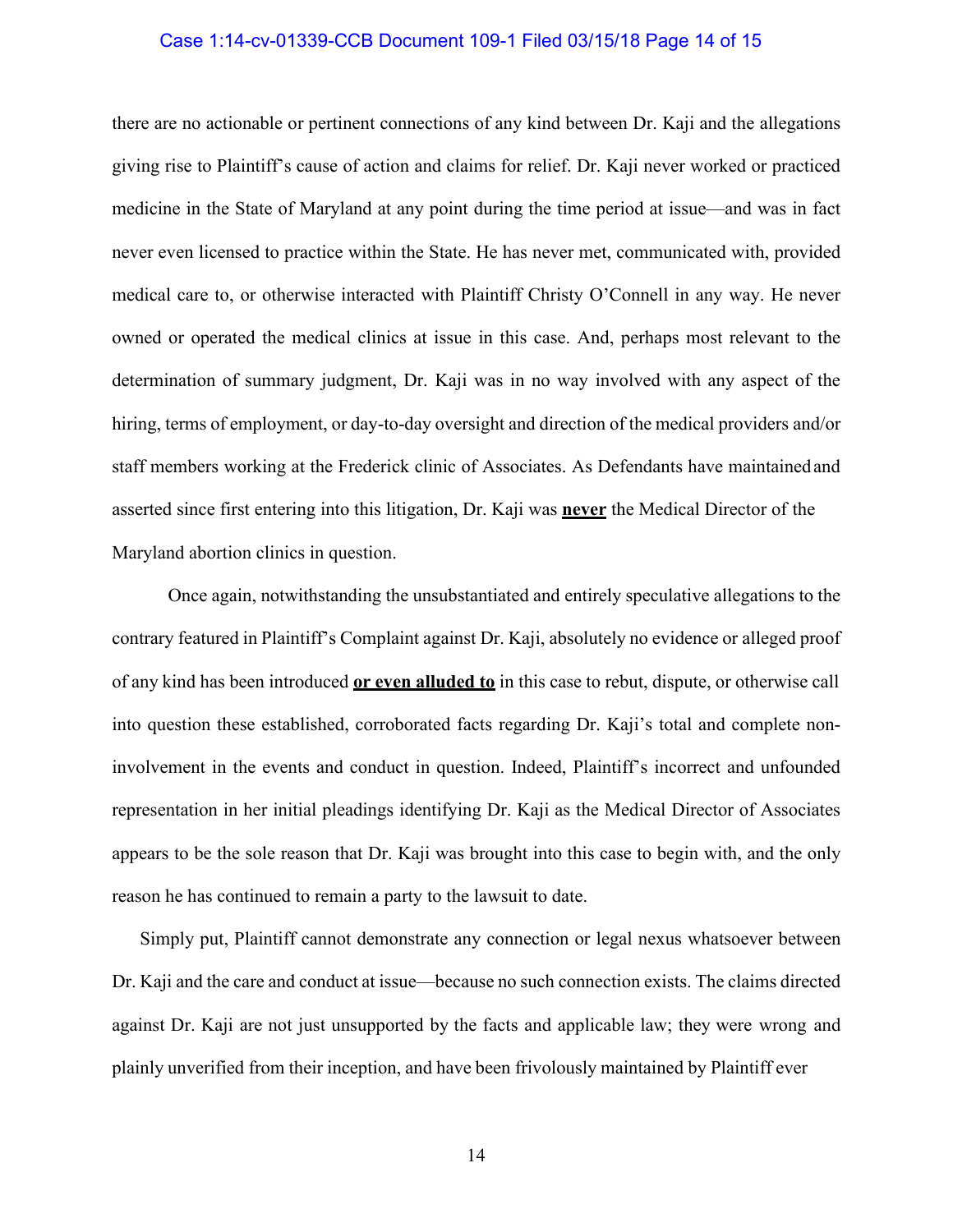there are no actionable or pertinent connections of any kind between Dr. Kaji and the allegations giving rise to Plaintiff's cause of action and claims for relief. Dr. Kaji never worked or practiced medicine in the State of Maryland at any point during the time period at issue—and was in fact never even licensed to practice within the State. He has never met, communicated with, provided medical care to, or otherwise interacted with Plaintiff Christy O'Connell in any way. He never owned or operated the medical clinics at issue in this case. And, perhaps most relevant to the determination of summary judgment, Dr. Kaji was in no way involved with any aspect of the hiring, terms of employment, or day-to-day oversight and direction of the medical providers and/or staff members working at the Frederick clinic of Associates. As Defendants have maintained and asserted since first entering into this litigation, Dr. Kaji was **never** the Medical Director of the Maryland abortion clinics in question.

Once again, notwithstanding the unsubstantiated and entirely speculative allegations to the contrary featured in Plaintiff's Complaint against Dr. Kaji, absolutely no evidence or alleged proof of any kind has been introduced **or even alluded to** in this case to rebut, dispute, or otherwise call into question these established, corroborated facts regarding Dr. Kaji's total and complete non-involvement in the events and conduct in question. Indeed, Plaintiff's incorrect and unfounded representation in her initial pleadings identifying Dr. Kaji as the Medical Director of Associates appears to be the sole reason that Dr. Kaji was brought into this case to begin with, and the only reason he has continued to remain a party to the lawsuit to date.

Simply put, Plaintiff cannot demonstrate any connection or legal nexus whatsoever between Dr. Kaji and the care and conduct at issue—because no such connection exists. The claims directed against Dr. Kaji are not just unsupported by the facts and applicable law; they were wrong and plainly unverified from their inception, and have been frivolously maintained by Plaintiff ever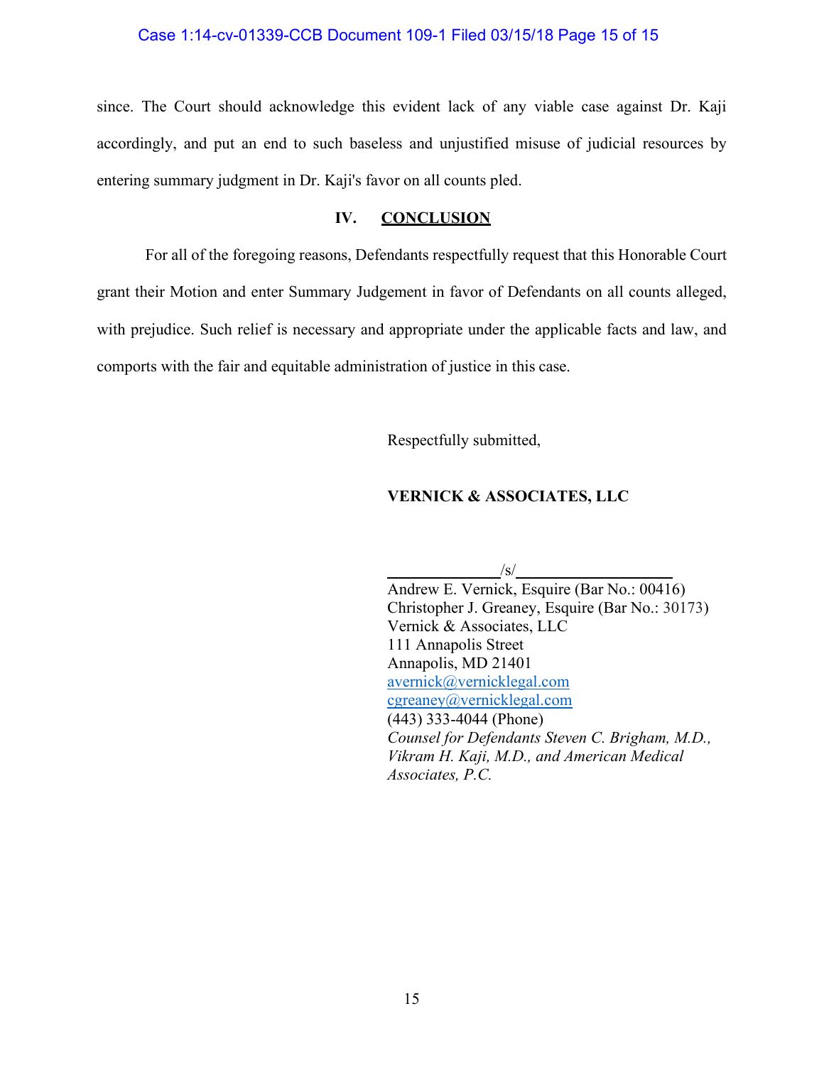since. The Court should acknowledge this evident lack of any viable case against Dr. Kaji accordingly, and put an end to such baseless and unjustified misuse of judicial resources by entering summary judgment in Dr. Kaji's favor on all counts pled.

## IV. CONCLUSION

For all of the foregoing reasons, Defendants respectfully request that this Honorable Court grant their Motion and enter Summary Judgement in favor of Defendants on all counts alleged, with prejudice. Such relief is necessary and appropriate under the applicable facts and law, and comports with the fair and equitable administration of justice in this case.

Respectfully submitted,

**VERNICK & ASSOCIATES, LLC**

/s/
Andrew E. Vernick, Esquire (Bar No.: 00416)
Christopher J. Greaney, Esquire (Bar No.: 30173)
Vernick & Associates, LLC
111 Annapolis Street
Annapolis, MD 21401
avernick@vernicklegal.com
cgreaney@vernicklegal.com
(443) 333-4044 (Phone)
*Counsel for Defendants Steven C. Brigham, M.D., Vikram H. Kaji, M.D., and American Medical Associates, P.C.*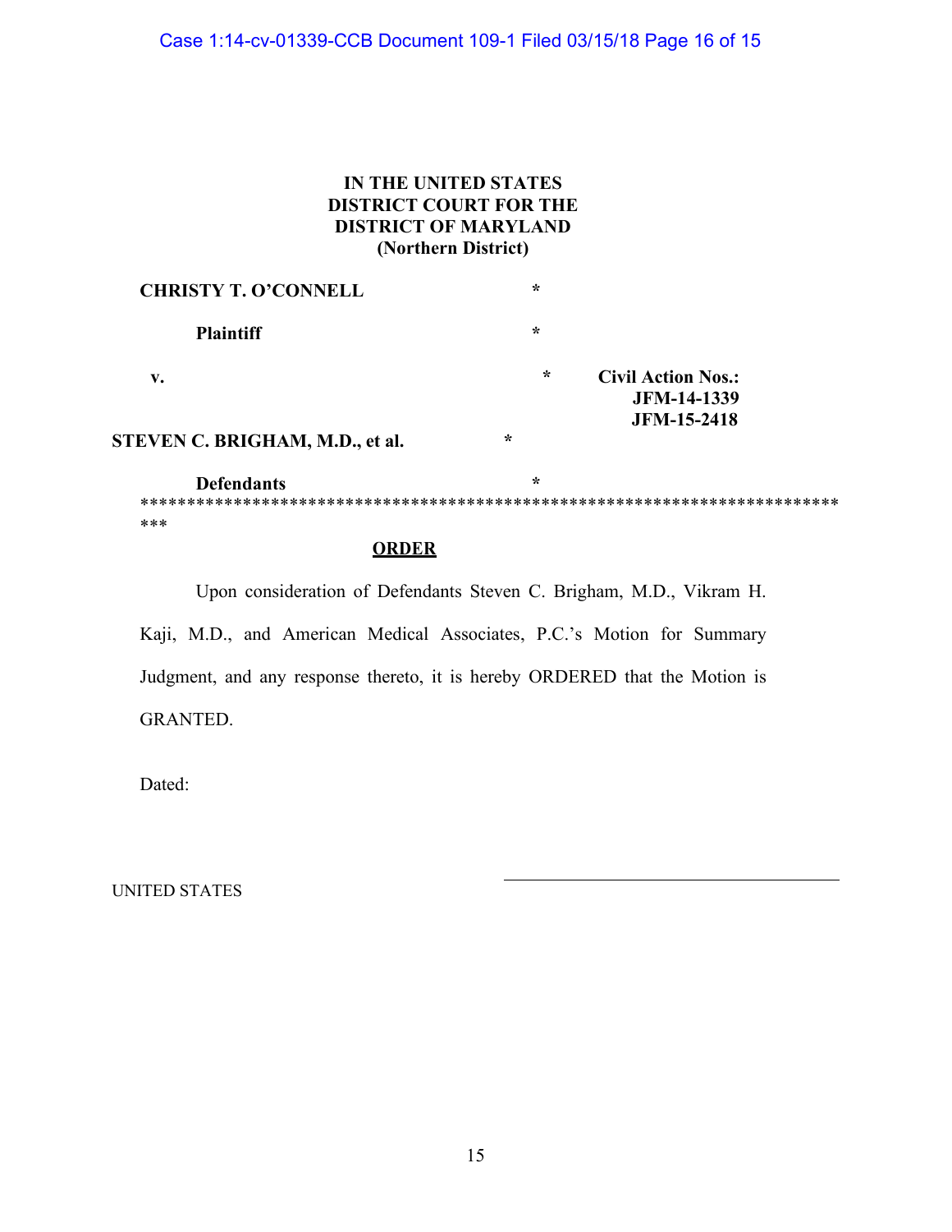**IN THE UNITED STATES DISTRICT COURT FOR THE DISTRICT OF MARYLAND (Northern District)**

**CHRISTY T. O'CONNELL** *

**Plaintiff** *

**v.** * **Civil Action Nos.: JFM-14-1339 JFM-15-2418**

**STEVEN C. BRIGHAM, M.D., et al.** *

**Defendants** *

*****************************************************************************

**ORDER**

Upon consideration of Defendants Steven C. Brigham, M.D., Vikram H. Kaji, M.D., and American Medical Associates, P.C.'s Motion for Summary Judgment, and any response thereto, it is hereby ORDERED that the Motion is GRANTED.

Dated:

UNITED STATES ______________________________